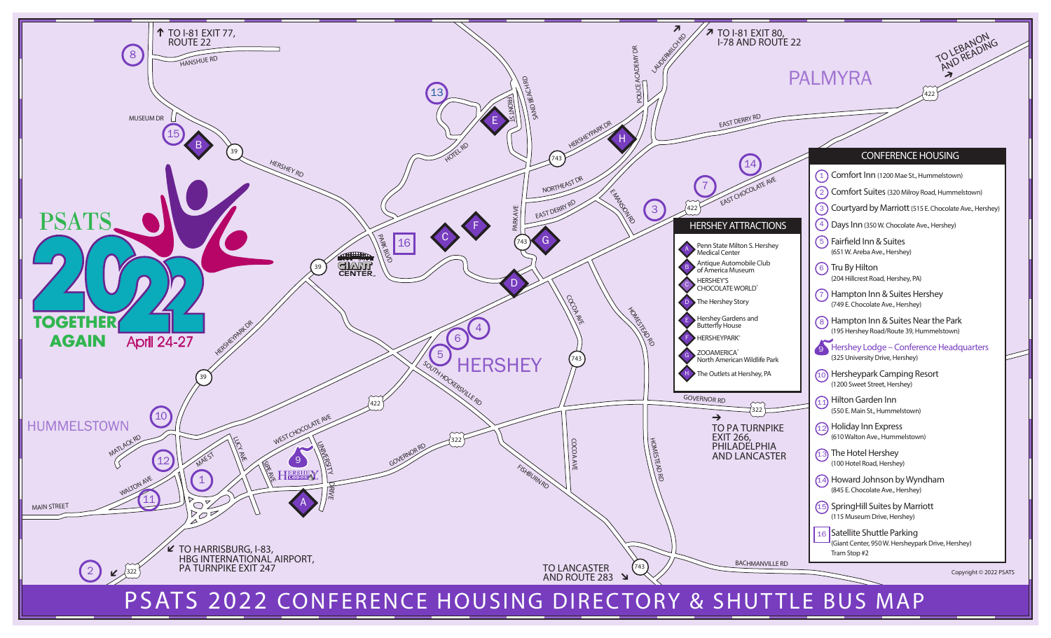# PSATS 2022 CONFERENCE HOUSING DIRECTORY & SHUTTLE BUS MAP

PSATS 2022 TOGETHER AGAIN April 24-27

## CONFERENCE HOUSING

1. Comfort Inn (1200 Mae St., Hummelstown)
2. Comfort Suites (320 Milroy Road, Hummelstown)
3. Courtyard by Marriott (515 E. Chocolate Ave., Hershey)
4. Days Inn (350 W. Chocolate Ave., Hershey)
5. Fairfield Inn & Suites (651 W. Areba Ave., Hershey)
6. Tru By Hilton (204 Hillcrest Road, Hershey, PA)
7. Hampton Inn & Suites Hershey (749 E. Chocolate Ave., Hershey)
8. Hampton Inn & Suites Near the Park (195 Hershey Road/Route 39, Hummelstown)
9. Hershey Lodge – Conference Headquarters (325 University Drive, Hershey)
10. Hersheypark Camping Resort (1200 Sweet Street, Hershey)
11. Hilton Garden Inn (550 E. Main St., Hummelstown)
12. Holiday Inn Express (610 Walton Ave., Hummelstown)
13. The Hotel Hershey (100 Hotel Road, Hershey)
14. Howard Johnson by Wyndham (845 E. Chocolate Ave., Hershey)
15. SpringHill Suites by Marriott (115 Museum Drive, Hershey)
16. Satellite Shuttle Parking (Giant Center, 950 W. Hersheypark Drive, Hershey) Tram Stop #2

## HERSHEY ATTRACTIONS

- A. Penn State Milton S. Hershey Medical Center
- B. Antique Automobile Club of America Museum
- C. HERSHEY'S CHOCOLATE WORLD
- D. The Hershey Story
- E. Hershey Gardens and Butterfly House
- F. HERSHEYPARK
- G. ZOOAMERICA North American Wildlife Park
- H. The Outlets at Hershey, PA

Map directions:
- TO I-81 EXIT 77, ROUTE 22
- TO I-81 EXIT 80, I-78 AND ROUTE 22
- TO LEBANON AND READING
- TO PA TURNPIKE EXIT 266, PHILADELPHIA AND LANCASTER
- TO LANCASTER AND ROUTE 283
- TO HARRISBURG, I-83, HBG INTERNATIONAL AIRPORT, PA TURNPIKE EXIT 247

Copyright © 2022 PSATS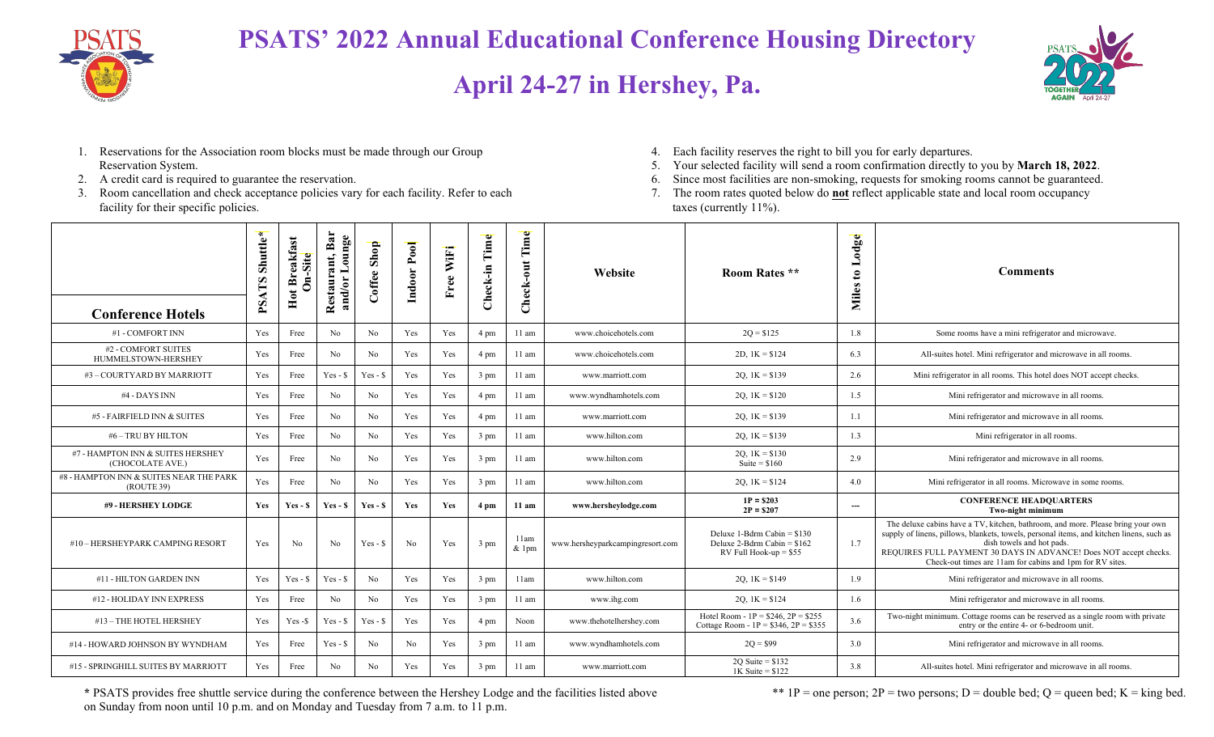# PSATS' 2022 Annual Educational Conference Housing Directory

## April 24-27 in Hershey, Pa.

1. Reservations for the Association room blocks must be made through our Group Reservation System.
2. A credit card is required to guarantee the reservation.
3. Room cancellation and check acceptance policies vary for each facility. Refer to each facility for their specific policies.
4. Each facility reserves the right to bill you for early departures.
5. Your selected facility will send a room confirmation directly to you by **March 18, 2022**.
6. Since most facilities are non-smoking, requests for smoking rooms cannot be guaranteed.
7. The room rates quoted below do **not** reflect applicable state and local room occupancy taxes (currently 11%).

| Conference Hotels | PSATS Shuttle* | Hot Breakfast On-Site | Restaurant, Bar and/or Lounge | Coffee Shop | Indoor Pool | Free WiFi | Check-in Time | Check-out Time | Website | Room Rates ** | Miles to Lodge | Comments |
|---|---|---|---|---|---|---|---|---|---|---|---|---|
| #1 - COMFORT INN | Yes | Free | No | No | Yes | Yes | 4 pm | 11 am | www.choicehotels.com | 2Q = $125 | 1.8 | Some rooms have a mini refrigerator and microwave. |
| #2 - COMFORT SUITES HUMMELSTOWN-HERSHEY | Yes | Free | No | No | Yes | Yes | 4 pm | 11 am | www.choicehotels.com | 2D, 1K = $124 | 6.3 | All-suites hotel. Mini refrigerator and microwave in all rooms. |
| #3 – COURTYARD BY MARRIOTT | Yes | Free | Yes - $ | Yes - $ | Yes | Yes | 3 pm | 11 am | www.marriott.com | 2Q, 1K = $139 | 2.6 | Mini refrigerator in all rooms. This hotel does NOT accept checks. |
| #4 - DAYS INN | Yes | Free | No | No | Yes | Yes | 4 pm | 11 am | www.wyndhamhotels.com | 2Q, 1K = $120 | 1.5 | Mini refrigerator and microwave in all rooms. |
| #5 - FAIRFIELD INN & SUITES | Yes | Free | No | No | Yes | Yes | 4 pm | 11 am | www.marriott.com | 2Q, 1K = $139 | 1.1 | Mini refrigerator and microwave in all rooms. |
| #6 – TRU BY HILTON | Yes | Free | No | No | Yes | Yes | 3 pm | 11 am | www.hilton.com | 2Q, 1K = $139 | 1.3 | Mini refrigerator in all rooms. |
| #7 - HAMPTON INN & SUITES HERSHEY (CHOCOLATE AVE.) | Yes | Free | No | No | Yes | Yes | 3 pm | 11 am | www.hilton.com | 2Q, 1K = $130<br>Suite = $160 | 2.9 | Mini refrigerator and microwave in all rooms. |
| #8 - HAMPTON INN & SUITES NEAR THE PARK (ROUTE 39) | Yes | Free | No | No | Yes | Yes | 3 pm | 11 am | www.hilton.com | 2Q, 1K = $124 | 4.0 | Mini refrigerator in all rooms. Microwave in some rooms. |
| **#9 - HERSHEY LODGE** | **Yes** | **Yes - $** | **Yes - $** | **Yes - $** | **Yes** | **Yes** | **4 pm** | **11 am** | **www.hersheylodge.com** | **1P = $203**<br>**2P = $207** | **---** | **CONFERENCE HEADQUARTERS**<br>**Two-night minimum** |
| #10 – HERSHEYPARK CAMPING RESORT | Yes | No | No | Yes - $ | No | Yes | 3 pm | 11am & 1pm | www.hersheyparkcampingresort.com | Deluxe 1-Bdrm Cabin = $130<br>Deluxe 2-Bdrm Cabin = $162<br>RV Full Hook-up = $55 | 1.7 | The deluxe cabins have a TV, kitchen, bathroom, and more. Please bring your own supply of linens, pillows, blankets, towels, personal items, and kitchen linens, such as dish towels and hot pads. REQUIRES FULL PAYMENT 30 DAYS IN ADVANCE! Does NOT accept checks. Check-out times are 11am for cabins and 1pm for RV sites. |
| #11 - HILTON GARDEN INN | Yes | Yes - $ | Yes - $ | No | Yes | Yes | 3 pm | 11am | www.hilton.com | 2Q, 1K = $149 | 1.9 | Mini refrigerator and microwave in all rooms. |
| #12 - HOLIDAY INN EXPRESS | Yes | Free | No | No | Yes | Yes | 3 pm | 11 am | www.ihg.com | 2Q, 1K = $124 | 1.6 | Mini refrigerator and microwave in all rooms. |
| #13 – THE HOTEL HERSHEY | Yes | Yes -$ | Yes - $ | Yes - $ | Yes | Yes | 4 pm | Noon | www.thehotelhershey.com | Hotel Room - 1P = $246, 2P = $255<br>Cottage Room - 1P = $346, 2P = $355 | 3.6 | Two-night minimum. Cottage rooms can be reserved as a single room with private entry or the entire 4- or 6-bedroom unit. |
| #14 - HOWARD JOHNSON BY WYNDHAM | Yes | Free | Yes - $ | No | No | Yes | 3 pm | 11 am | www.wyndhamhotels.com | 2Q = $99 | 3.0 | Mini refrigerator and microwave in all rooms. |
| #15 - SPRINGHILL SUITES BY MARRIOTT | Yes | Free | No | No | Yes | Yes | 3 pm | 11 am | www.marriott.com | 2Q Suite = $132<br>1K Suite = $122 | 3.8 | All-suites hotel. Mini refrigerator and microwave in all rooms. |

\* PSATS provides free shuttle service during the conference between the Hershey Lodge and the facilities listed above on Sunday from noon until 10 p.m. and on Monday and Tuesday from 7 a.m. to 11 p.m.

** 1P = one person; 2P = two persons; D = double bed; Q = queen bed; K = king bed.